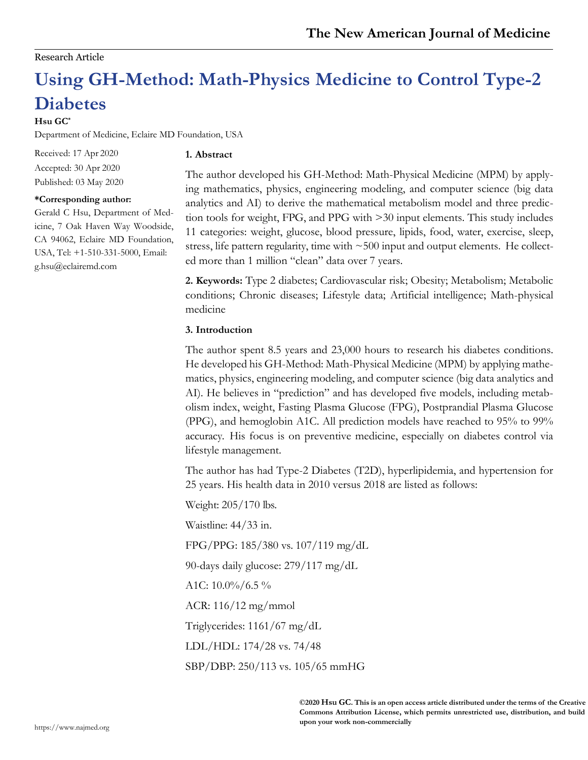Research Article

# Using GH-Method: Math-Physics Medicine to Control Type-2 Diabetes

**Hsu GC***

Department of Medicine, Eclaire MD Foundation, USA

Received: 17 Apr 2020

Accepted: 30 Apr 2020

Published: 03 May 2020

**\*Corresponding author:**

Gerald C Hsu, Department of Medicine, 7 Oak Haven Way Woodside, CA 94062, Eclaire MD Foundation, USA, Tel: +1-510-331-5000, Email: g.hsu@eclairemd.com

## 1. Abstract

The author developed his GH-Method: Math-Physical Medicine (MPM) by applying mathematics, physics, engineering modeling, and computer science (big data analytics and AI) to derive the mathematical metabolism model and three prediction tools for weight, FPG, and PPG with >30 input elements. This study includes 11 categories: weight, glucose, blood pressure, lipids, food, water, exercise, sleep, stress, life pattern regularity, time with ~500 input and output elements. He collected more than 1 million "clean" data over 7 years.

## 2. Keywords:

Type 2 diabetes; Cardiovascular risk; Obesity; Metabolism; Metabolic conditions; Chronic diseases; Lifestyle data; Artificial intelligence; Math-physical medicine

## 3. Introduction

The author spent 8.5 years and 23,000 hours to research his diabetes conditions. He developed his GH-Method: Math-Physical Medicine (MPM) by applying mathematics, physics, engineering modeling, and computer science (big data analytics and AI). He believes in "prediction" and has developed five models, including metabolism index, weight, Fasting Plasma Glucose (FPG), Postprandial Plasma Glucose (PPG), and hemoglobin A1C. All prediction models have reached to 95% to 99% accuracy. His focus is on preventive medicine, especially on diabetes control via lifestyle management.

The author has had Type-2 Diabetes (T2D), hyperlipidemia, and hypertension for 25 years. His health data in 2010 versus 2018 are listed as follows:

Weight: 205/170 lbs.

Waistline: 44/33 in.

FPG/PPG: 185/380 vs. 107/119 mg/dL

90-days daily glucose: 279/117 mg/dL

A1C: 10.0%/6.5 %

ACR: 116/12 mg/mmol

Triglycerides: 1161/67 mg/dL

LDL/HDL: 174/28 vs. 74/48

SBP/DBP: 250/113 vs. 105/65 mmHG

**©2020 Hsu GC. This is an open access article distributed under the terms of the Creative Commons Attribution License, which permits unrestricted use, distribution, and build upon your work non-commercially**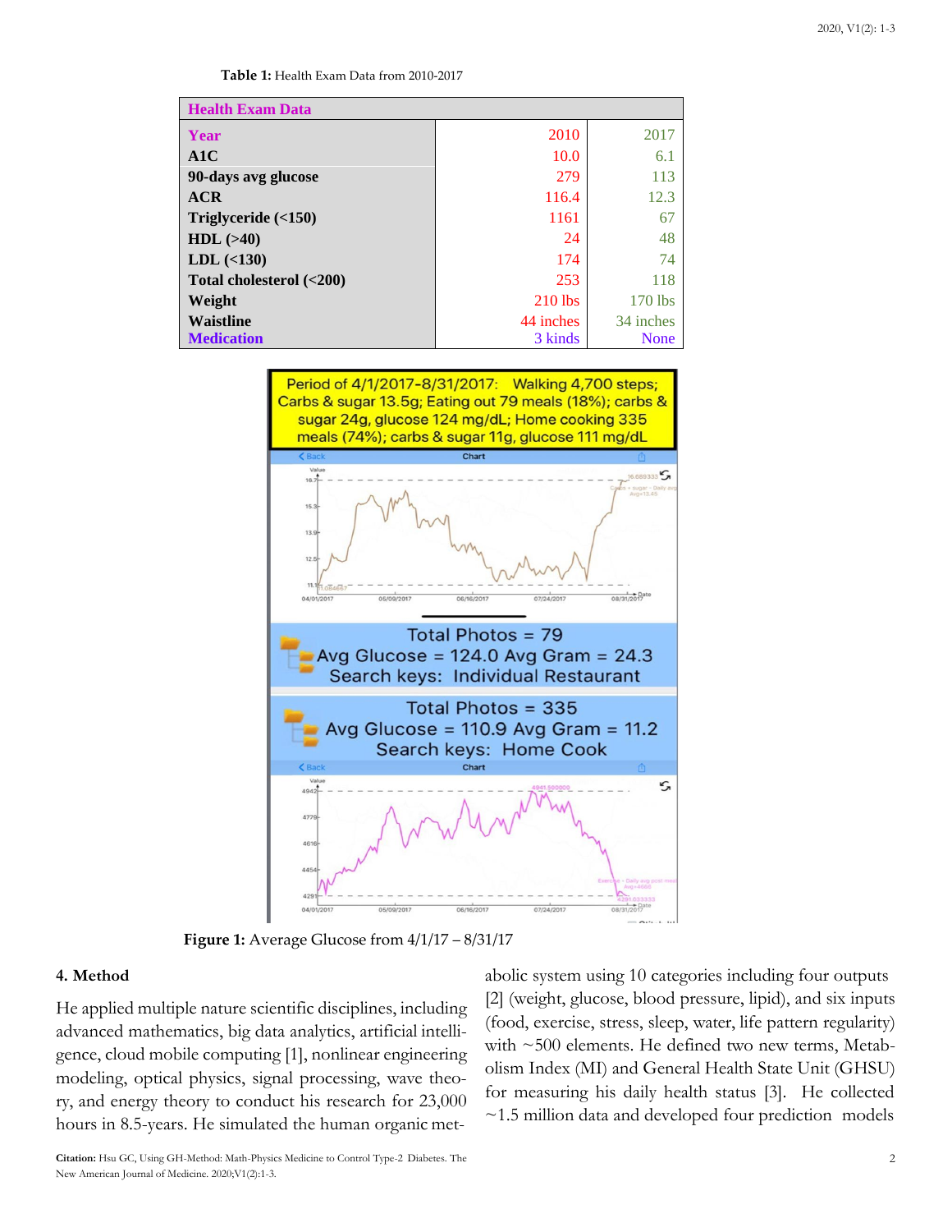**Table 1:** Health Exam Data from 2010-2017

| Health Exam Data | | |
|---|---|---|
| **Year** | 2010 | 2017 |
| **A1C** | 10.0 | 6.1 |
| **90-days avg glucose** | 279 | 113 |
| **ACR** | 116.4 | 12.3 |
| **Triglyceride (<150)** | 1161 | 67 |
| **HDL (>40)** | 24 | 48 |
| **LDL (<130)** | 174 | 74 |
| **Total cholesterol (<200)** | 253 | 118 |
| **Weight** | 210 lbs | 170 lbs |
| **Waistline** | 44 inches | 34 inches |
| **Medication** | 3 kinds | None |

**Figure 1:** Average Glucose from 4/1/17 – 8/31/17

## 4. Method

He applied multiple nature scientific disciplines, including advanced mathematics, big data analytics, artificial intelligence, cloud mobile computing [1], nonlinear engineering modeling, optical physics, signal processing, wave theory, and energy theory to conduct his research for 23,000 hours in 8.5-years. He simulated the human organic metabolic system using 10 categories including four outputs [2] (weight, glucose, blood pressure, lipid), and six inputs (food, exercise, stress, sleep, water, life pattern regularity) with ~500 elements. He defined two new terms, Metabolism Index (MI) and General Health State Unit (GHSU) for measuring his daily health status [3]. He collected ~1.5 million data and developed four prediction models

**Citation:** Hsu GC, Using GH-Method: Math-Physics Medicine to Control Type-2 Diabetes. The New American Journal of Medicine. 2020;V1(2):1-3.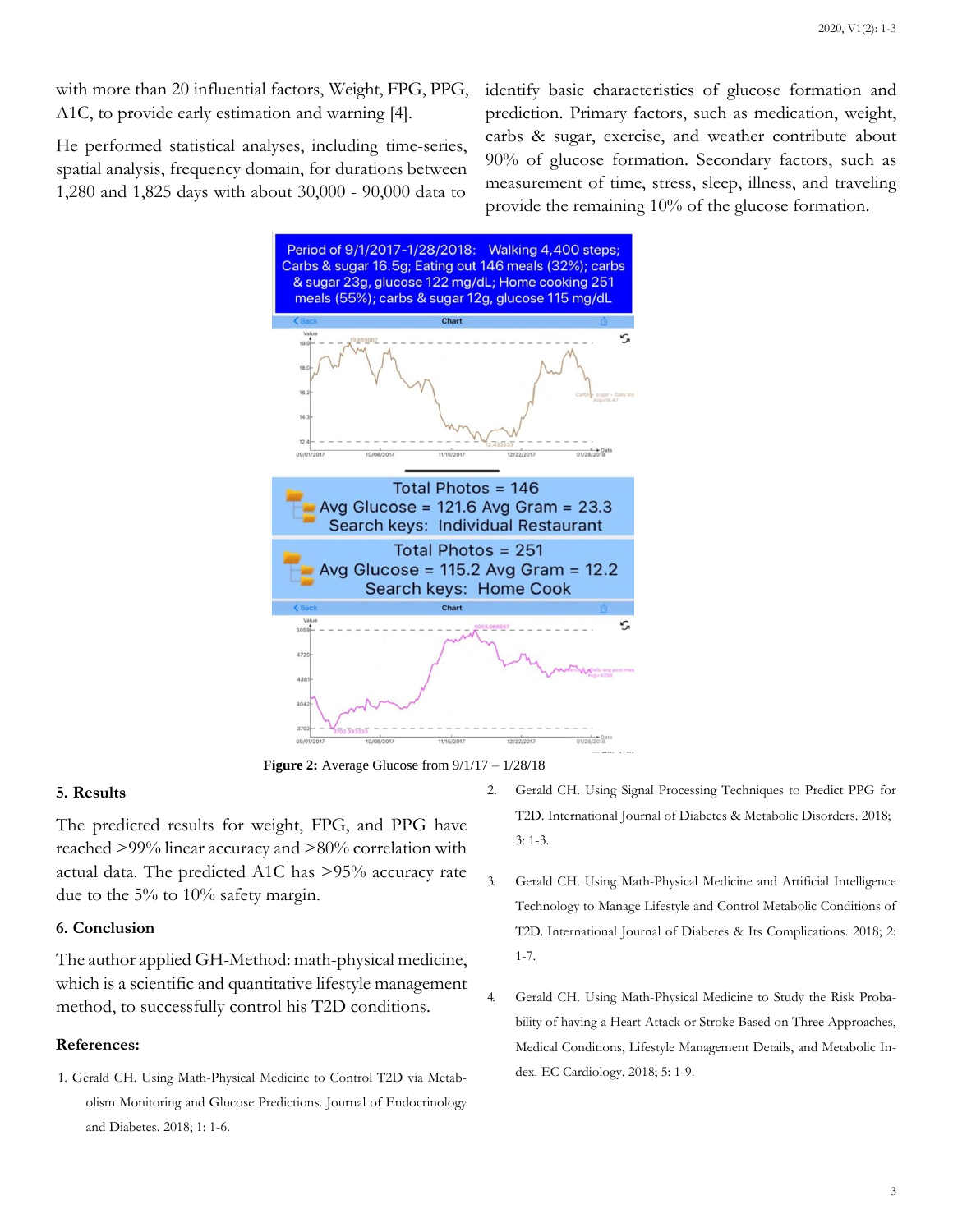with more than 20 influential factors, Weight, FPG, PPG, A1C, to provide early estimation and warning [4].

He performed statistical analyses, including time-series, spatial analysis, frequency domain, for durations between 1,280 and 1,825 days with about 30,000 - 90,000 data to identify basic characteristics of glucose formation and prediction. Primary factors, such as medication, weight, carbs & sugar, exercise, and weather contribute about 90% of glucose formation. Secondary factors, such as measurement of time, stress, sleep, illness, and traveling provide the remaining 10% of the glucose formation.

Period of 9/1/2017-1/28/2018: Walking 4,400 steps; Carbs & sugar 16.5g; Eating out 146 meals (32%); carbs & sugar 23g, glucose 122 mg/dL; Home cooking 251 meals (55%); carbs & sugar 12g, glucose 115 mg/dL

Total Photos = 146
Avg Glucose = 121.6 Avg Gram = 23.3
Search keys: Individual Restaurant

Total Photos = 251
Avg Glucose = 115.2 Avg Gram = 12.2
Search keys: Home Cook

**Figure 2:** Average Glucose from 9/1/17 – 1/28/18

## 5. Results

The predicted results for weight, FPG, and PPG have reached >99% linear accuracy and >80% correlation with actual data. The predicted A1C has >95% accuracy rate due to the 5% to 10% safety margin.

## 6. Conclusion

The author applied GH-Method: math-physical medicine, which is a scientific and quantitative lifestyle management method, to successfully control his T2D conditions.

## References:

1. Gerald CH. Using Math-Physical Medicine to Control T2D via Metabolism Monitoring and Glucose Predictions. Journal of Endocrinology and Diabetes. 2018; 1: 1-6.
2. Gerald CH. Using Signal Processing Techniques to Predict PPG for T2D. International Journal of Diabetes & Metabolic Disorders. 2018; 3: 1-3.
3. Gerald CH. Using Math-Physical Medicine and Artificial Intelligence Technology to Manage Lifestyle and Control Metabolic Conditions of T2D. International Journal of Diabetes & Its Complications. 2018; 2: 1-7.
4. Gerald CH. Using Math-Physical Medicine to Study the Risk Probability of having a Heart Attack or Stroke Based on Three Approaches, Medical Conditions, Lifestyle Management Details, and Metabolic Index. EC Cardiology. 2018; 5: 1-9.